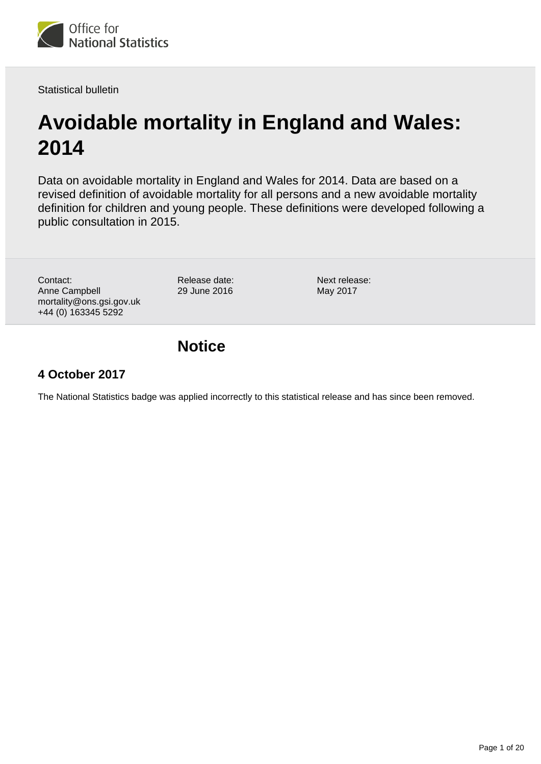Office for National Statistics

Statistical bulletin

# Avoidable mortality in England and Wales: 2014

Data on avoidable mortality in England and Wales for 2014. Data are based on a revised definition of avoidable mortality for all persons and a new avoidable mortality definition for children and young people. These definitions were developed following a public consultation in 2015.

Contact:
Anne Campbell
mortality@ons.gsi.gov.uk
+44 (0) 163345 5292

Release date:
29 June 2016

Next release:
May 2017

## Notice

### 4 October 2017

The National Statistics badge was applied incorrectly to this statistical release and has since been removed.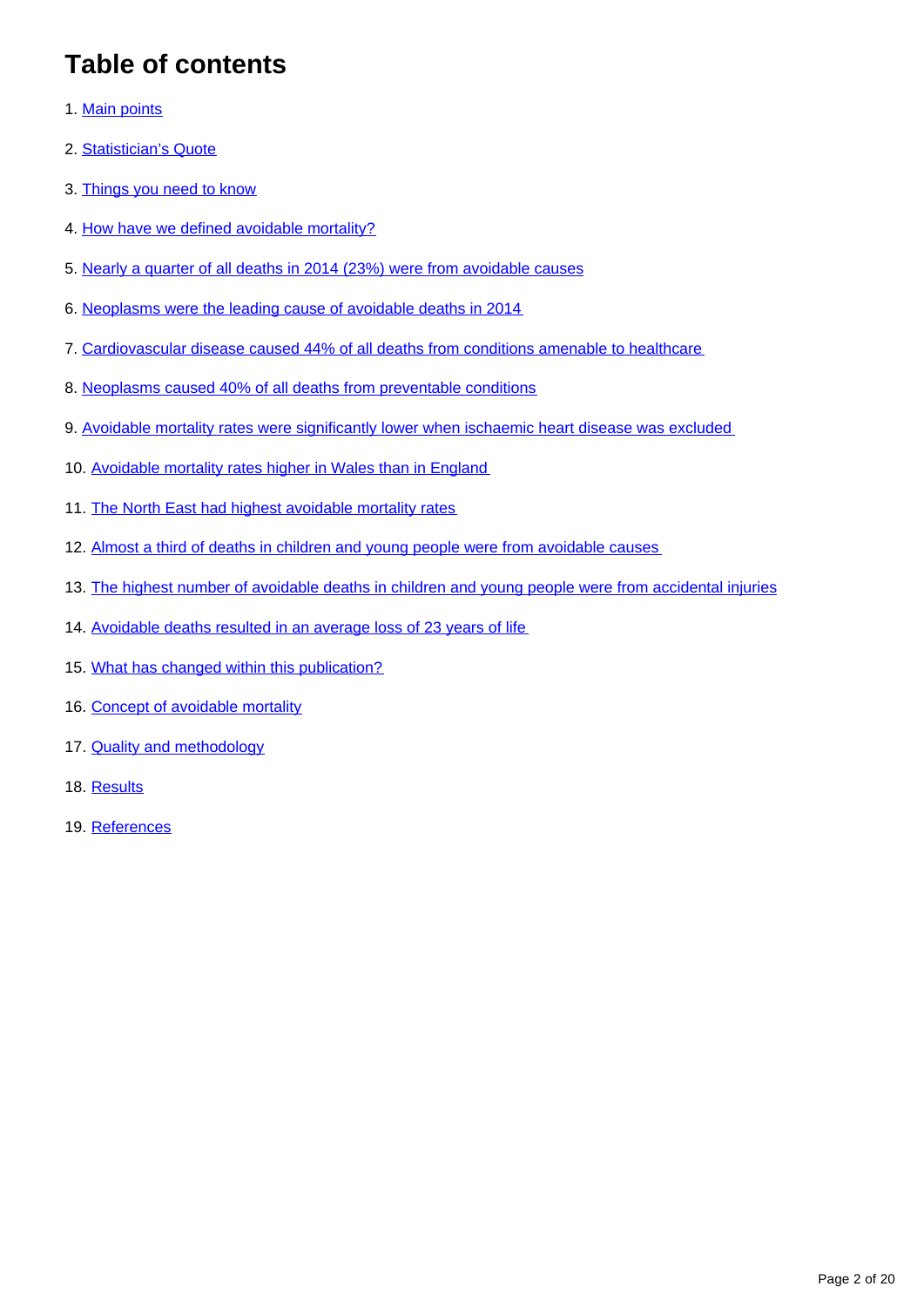# Table of contents

1. Main points
2. Statistician's Quote
3. Things you need to know
4. How have we defined avoidable mortality?
5. Nearly a quarter of all deaths in 2014 (23%) were from avoidable causes
6. Neoplasms were the leading cause of avoidable deaths in 2014
7. Cardiovascular disease caused 44% of all deaths from conditions amenable to healthcare
8. Neoplasms caused 40% of all deaths from preventable conditions
9. Avoidable mortality rates were significantly lower when ischaemic heart disease was excluded
10. Avoidable mortality rates higher in Wales than in England
11. The North East had highest avoidable mortality rates
12. Almost a third of deaths in children and young people were from avoidable causes
13. The highest number of avoidable deaths in children and young people were from accidental injuries
14. Avoidable deaths resulted in an average loss of 23 years of life
15. What has changed within this publication?
16. Concept of avoidable mortality
17. Quality and methodology
18. Results
19. References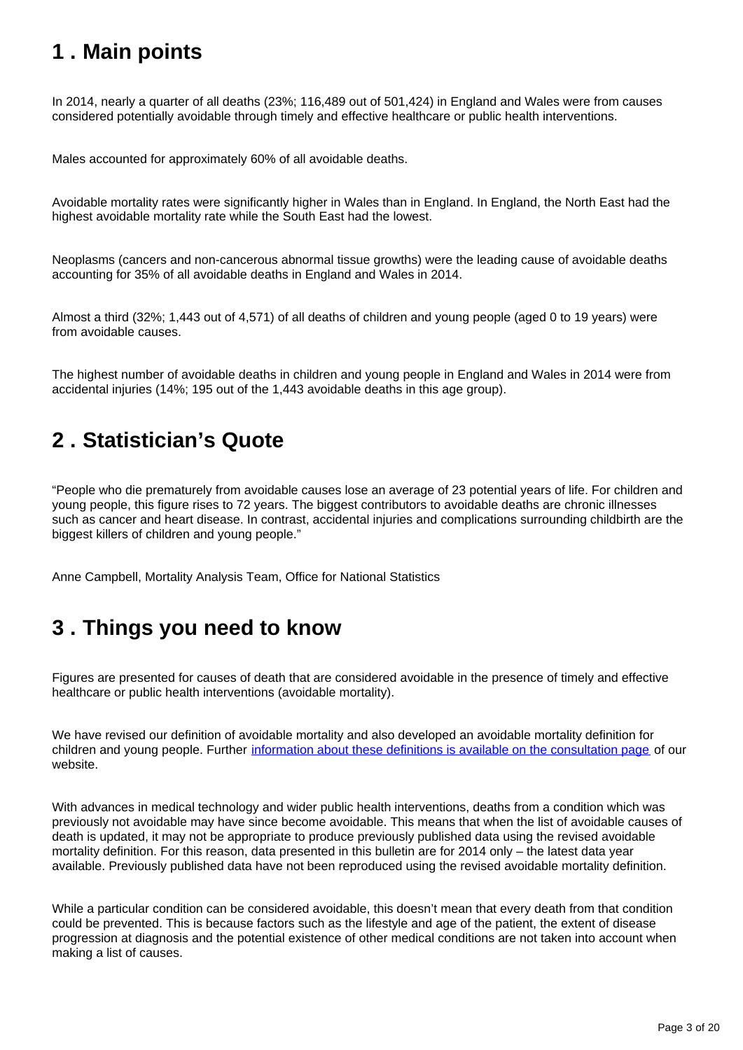## 1 . Main points

In 2014, nearly a quarter of all deaths (23%; 116,489 out of 501,424) in England and Wales were from causes considered potentially avoidable through timely and effective healthcare or public health interventions.

Males accounted for approximately 60% of all avoidable deaths.

Avoidable mortality rates were significantly higher in Wales than in England. In England, the North East had the highest avoidable mortality rate while the South East had the lowest.

Neoplasms (cancers and non-cancerous abnormal tissue growths) were the leading cause of avoidable deaths accounting for 35% of all avoidable deaths in England and Wales in 2014.

Almost a third (32%; 1,443 out of 4,571) of all deaths of children and young people (aged 0 to 19 years) were from avoidable causes.

The highest number of avoidable deaths in children and young people in England and Wales in 2014 were from accidental injuries (14%; 195 out of the 1,443 avoidable deaths in this age group).

## 2 . Statistician's Quote

"People who die prematurely from avoidable causes lose an average of 23 potential years of life. For children and young people, this figure rises to 72 years. The biggest contributors to avoidable deaths are chronic illnesses such as cancer and heart disease. In contrast, accidental injuries and complications surrounding childbirth are the biggest killers of children and young people."

Anne Campbell, Mortality Analysis Team, Office for National Statistics

## 3 . Things you need to know

Figures are presented for causes of death that are considered avoidable in the presence of timely and effective healthcare or public health interventions (avoidable mortality).

We have revised our definition of avoidable mortality and also developed an avoidable mortality definition for children and young people. Further information about these definitions is available on the consultation page of our website.

With advances in medical technology and wider public health interventions, deaths from a condition which was previously not avoidable may have since become avoidable. This means that when the list of avoidable causes of death is updated, it may not be appropriate to produce previously published data using the revised avoidable mortality definition. For this reason, data presented in this bulletin are for 2014 only – the latest data year available. Previously published data have not been reproduced using the revised avoidable mortality definition.

While a particular condition can be considered avoidable, this doesn't mean that every death from that condition could be prevented. This is because factors such as the lifestyle and age of the patient, the extent of disease progression at diagnosis and the potential existence of other medical conditions are not taken into account when making a list of causes.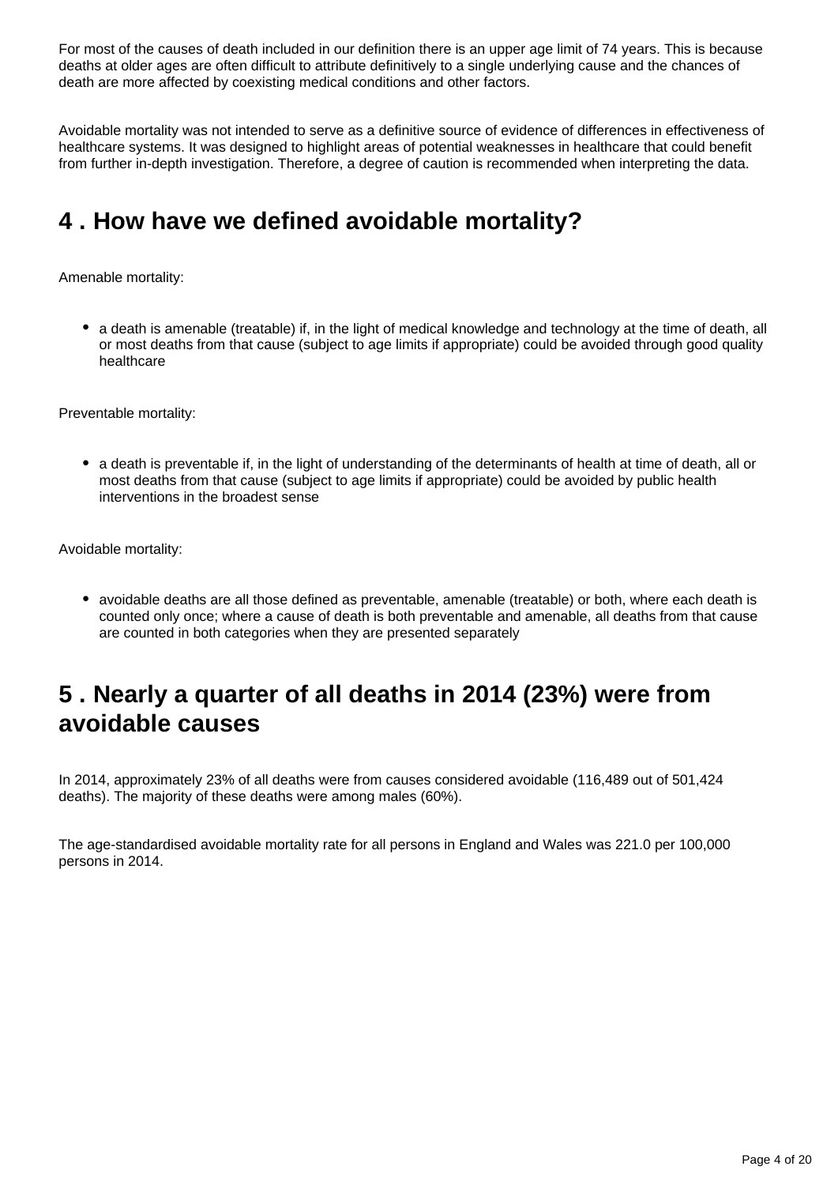For most of the causes of death included in our definition there is an upper age limit of 74 years. This is because deaths at older ages are often difficult to attribute definitively to a single underlying cause and the chances of death are more affected by coexisting medical conditions and other factors.

Avoidable mortality was not intended to serve as a definitive source of evidence of differences in effectiveness of healthcare systems. It was designed to highlight areas of potential weaknesses in healthcare that could benefit from further in-depth investigation. Therefore, a degree of caution is recommended when interpreting the data.

## 4 . How have we defined avoidable mortality?

Amenable mortality:

- a death is amenable (treatable) if, in the light of medical knowledge and technology at the time of death, all or most deaths from that cause (subject to age limits if appropriate) could be avoided through good quality healthcare

Preventable mortality:

- a death is preventable if, in the light of understanding of the determinants of health at time of death, all or most deaths from that cause (subject to age limits if appropriate) could be avoided by public health interventions in the broadest sense

Avoidable mortality:

- avoidable deaths are all those defined as preventable, amenable (treatable) or both, where each death is counted only once; where a cause of death is both preventable and amenable, all deaths from that cause are counted in both categories when they are presented separately

## 5 . Nearly a quarter of all deaths in 2014 (23%) were from avoidable causes

In 2014, approximately 23% of all deaths were from causes considered avoidable (116,489 out of 501,424 deaths). The majority of these deaths were among males (60%).

The age-standardised avoidable mortality rate for all persons in England and Wales was 221.0 per 100,000 persons in 2014.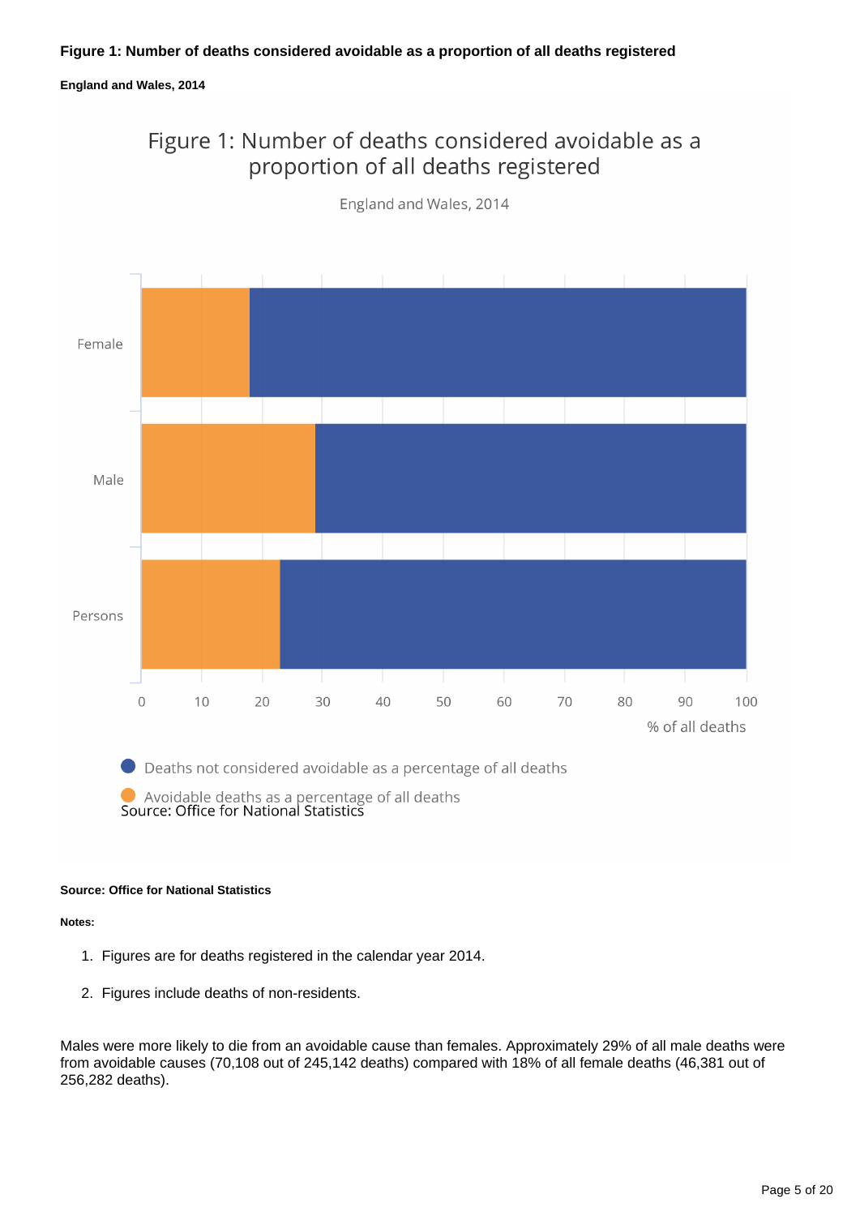**Figure 1: Number of deaths considered avoidable as a proportion of all deaths registered**

**England and Wales, 2014**

Figure 1: Number of deaths considered avoidable as a proportion of all deaths registered

England and Wales, 2014

| | Avoidable deaths as a percentage of all deaths | Deaths not considered avoidable as a percentage of all deaths |
|---|---|---|
| Female | 18 | 82 |
| Male | 29 | 71 |
| Persons | 23 | 77 |

% of all deaths

Source: Office for National Statistics

**Source: Office for National Statistics**

**Notes:**

1. Figures are for deaths registered in the calendar year 2014.

2. Figures include deaths of non-residents.

Males were more likely to die from an avoidable cause than females. Approximately 29% of all male deaths were from avoidable causes (70,108 out of 245,142 deaths) compared with 18% of all female deaths (46,381 out of 256,282 deaths).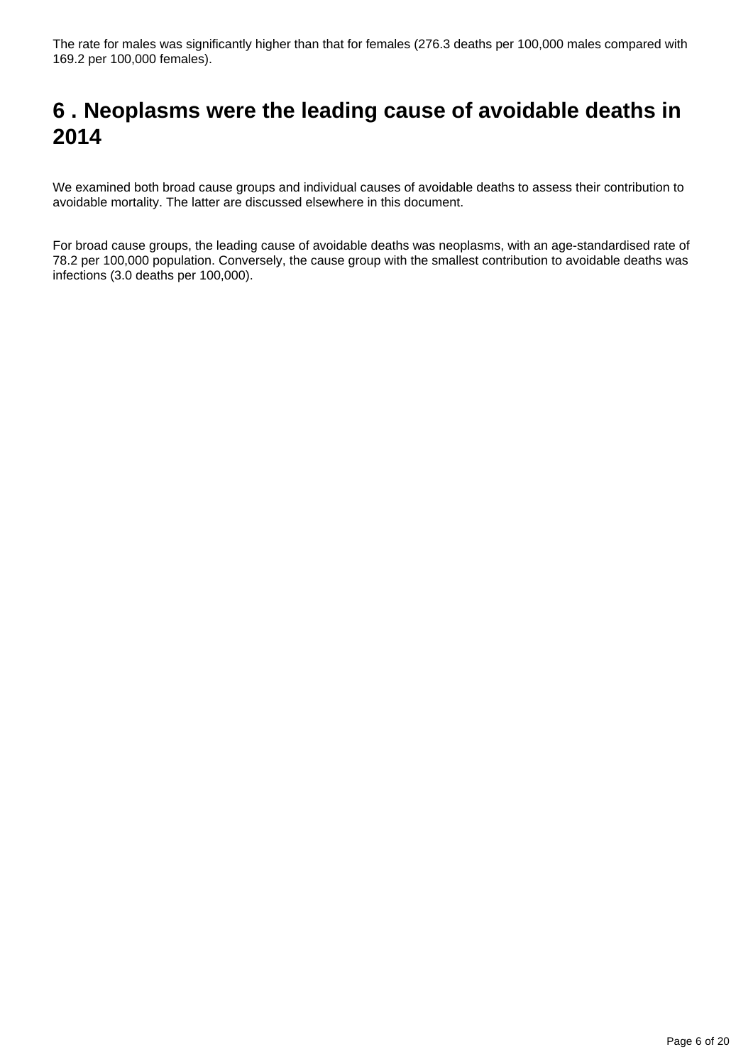The rate for males was significantly higher than that for females (276.3 deaths per 100,000 males compared with 169.2 per 100,000 females).

## 6 . Neoplasms were the leading cause of avoidable deaths in 2014

We examined both broad cause groups and individual causes of avoidable deaths to assess their contribution to avoidable mortality. The latter are discussed elsewhere in this document.

For broad cause groups, the leading cause of avoidable deaths was neoplasms, with an age-standardised rate of 78.2 per 100,000 population. Conversely, the cause group with the smallest contribution to avoidable deaths was infections (3.0 deaths per 100,000).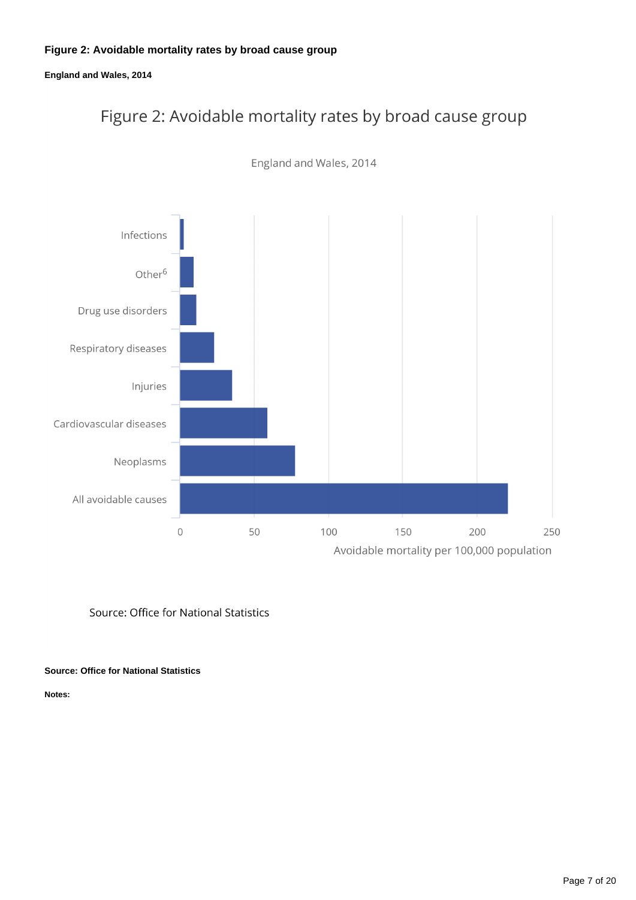**Figure 2: Avoidable mortality rates by broad cause group**

**England and Wales, 2014**

Figure 2: Avoidable mortality rates by broad cause group

England and Wales, 2014

Infections

Other[6]

Drug use disorders

Respiratory diseases

Injuries

Cardiovascular diseases

Neoplasms

All avoidable causes

0 50 100 150 200 250

Avoidable mortality per 100,000 population

Source: Office for National Statistics

**Source: Office for National Statistics**

**Notes:**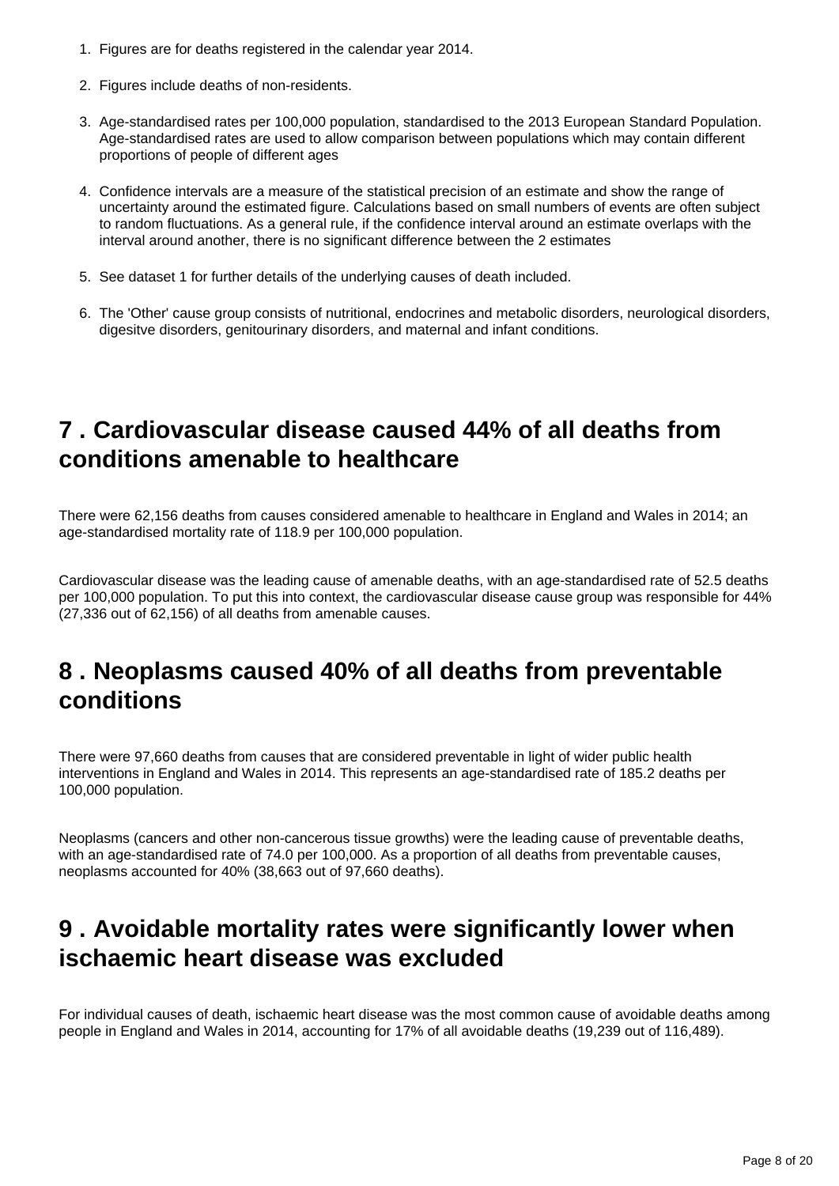1. Figures are for deaths registered in the calendar year 2014.

2. Figures include deaths of non-residents.

3. Age-standardised rates per 100,000 population, standardised to the 2013 European Standard Population. Age-standardised rates are used to allow comparison between populations which may contain different proportions of people of different ages

4. Confidence intervals are a measure of the statistical precision of an estimate and show the range of uncertainty around the estimated figure. Calculations based on small numbers of events are often subject to random fluctuations. As a general rule, if the confidence interval around an estimate overlaps with the interval around another, there is no significant difference between the 2 estimates

5. See dataset 1 for further details of the underlying causes of death included.

6. The 'Other' cause group consists of nutritional, endocrines and metabolic disorders, neurological disorders, digesitve disorders, genitourinary disorders, and maternal and infant conditions.

## 7 . Cardiovascular disease caused 44% of all deaths from conditions amenable to healthcare

There were 62,156 deaths from causes considered amenable to healthcare in England and Wales in 2014; an age-standardised mortality rate of 118.9 per 100,000 population.

Cardiovascular disease was the leading cause of amenable deaths, with an age-standardised rate of 52.5 deaths per 100,000 population. To put this into context, the cardiovascular disease cause group was responsible for 44% (27,336 out of 62,156) of all deaths from amenable causes.

## 8 . Neoplasms caused 40% of all deaths from preventable conditions

There were 97,660 deaths from causes that are considered preventable in light of wider public health interventions in England and Wales in 2014. This represents an age-standardised rate of 185.2 deaths per 100,000 population.

Neoplasms (cancers and other non-cancerous tissue growths) were the leading cause of preventable deaths, with an age-standardised rate of 74.0 per 100,000. As a proportion of all deaths from preventable causes, neoplasms accounted for 40% (38,663 out of 97,660 deaths).

## 9 . Avoidable mortality rates were significantly lower when ischaemic heart disease was excluded

For individual causes of death, ischaemic heart disease was the most common cause of avoidable deaths among people in England and Wales in 2014, accounting for 17% of all avoidable deaths (19,239 out of 116,489).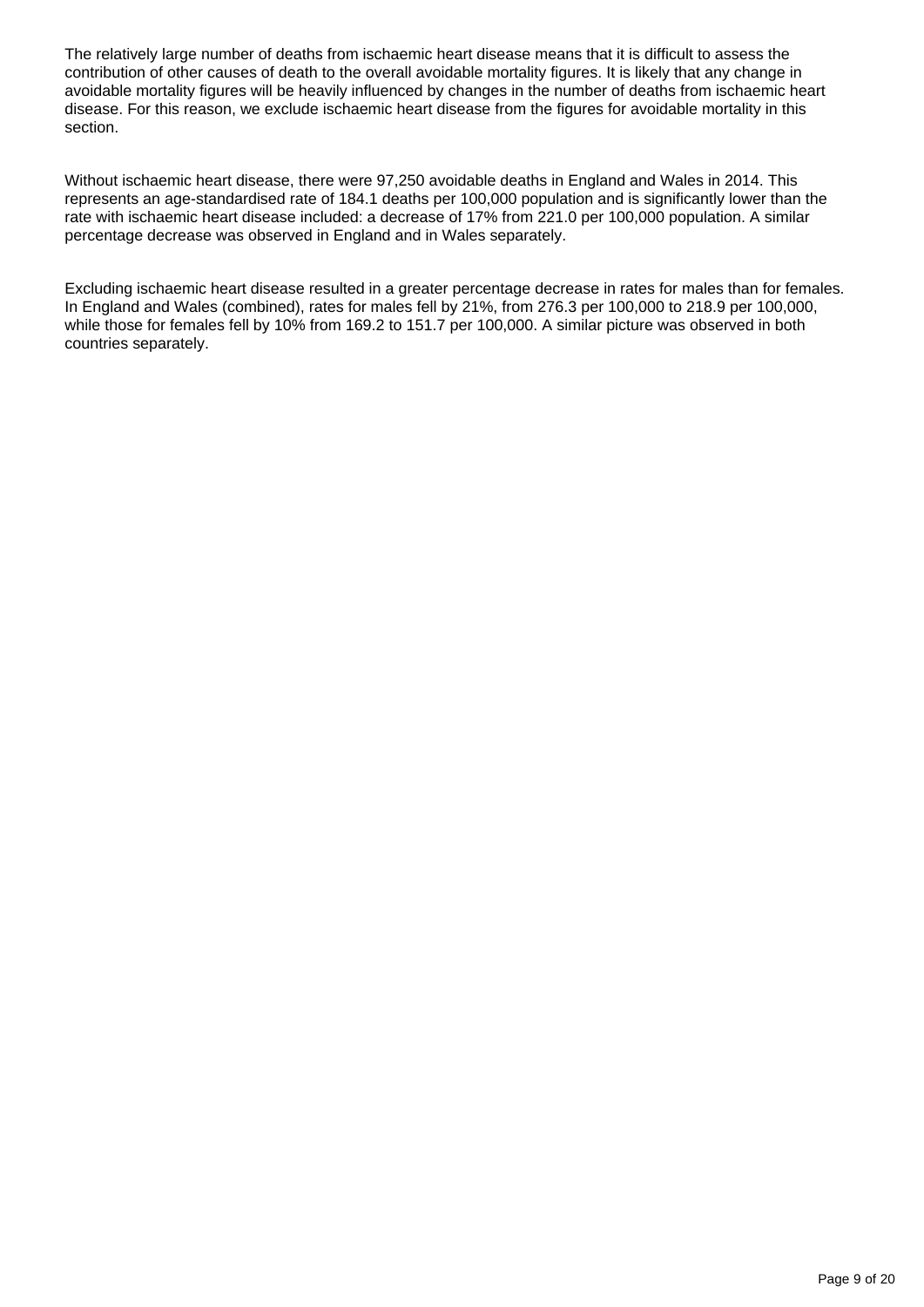The relatively large number of deaths from ischaemic heart disease means that it is difficult to assess the contribution of other causes of death to the overall avoidable mortality figures. It is likely that any change in avoidable mortality figures will be heavily influenced by changes in the number of deaths from ischaemic heart disease. For this reason, we exclude ischaemic heart disease from the figures for avoidable mortality in this section.

Without ischaemic heart disease, there were 97,250 avoidable deaths in England and Wales in 2014. This represents an age-standardised rate of 184.1 deaths per 100,000 population and is significantly lower than the rate with ischaemic heart disease included: a decrease of 17% from 221.0 per 100,000 population. A similar percentage decrease was observed in England and in Wales separately.

Excluding ischaemic heart disease resulted in a greater percentage decrease in rates for males than for females. In England and Wales (combined), rates for males fell by 21%, from 276.3 per 100,000 to 218.9 per 100,000, while those for females fell by 10% from 169.2 to 151.7 per 100,000. A similar picture was observed in both countries separately.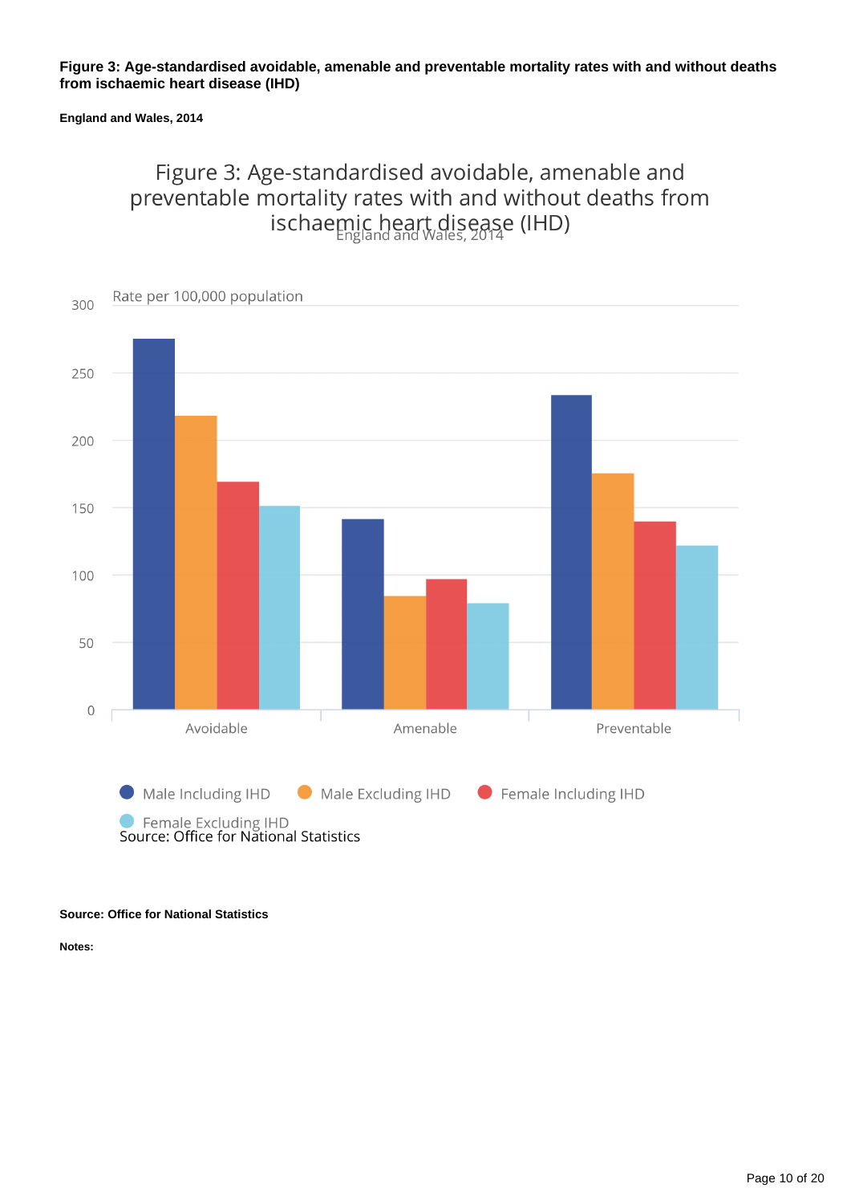**Figure 3: Age-standardised avoidable, amenable and preventable mortality rates with and without deaths from ischaemic heart disease (IHD)**

**England and Wales, 2014**

Figure 3: Age-standardised avoidable, amenable and preventable mortality rates with and without deaths from ischaemic heart disease (IHD)

England and Wales, 2014

Rate per 100,000 population

Avoidable, Amenable, Preventable

Male Including IHD, Male Excluding IHD, Female Including IHD, Female Excluding IHD

Source: Office for National Statistics

**Source: Office for National Statistics**

**Notes:**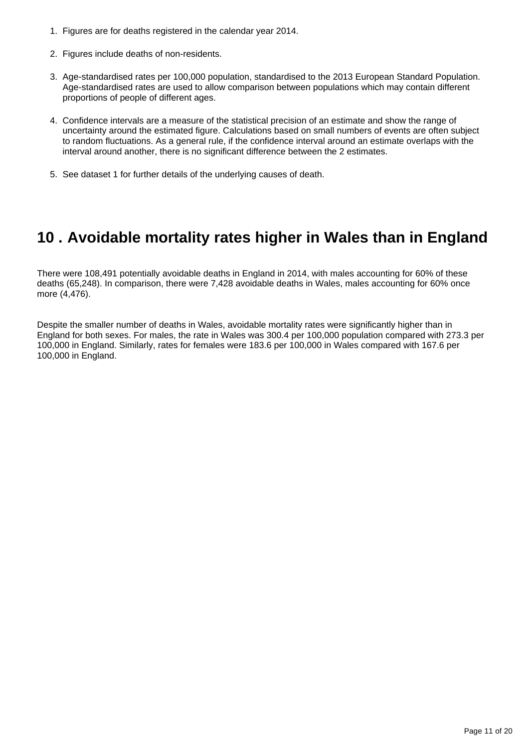1. Figures are for deaths registered in the calendar year 2014.

2. Figures include deaths of non-residents.

3. Age-standardised rates per 100,000 population, standardised to the 2013 European Standard Population. Age-standardised rates are used to allow comparison between populations which may contain different proportions of people of different ages.

4. Confidence intervals are a measure of the statistical precision of an estimate and show the range of uncertainty around the estimated figure. Calculations based on small numbers of events are often subject to random fluctuations. As a general rule, if the confidence interval around an estimate overlaps with the interval around another, there is no significant difference between the 2 estimates.

5. See dataset 1 for further details of the underlying causes of death.

## 10 . Avoidable mortality rates higher in Wales than in England

There were 108,491 potentially avoidable deaths in England in 2014, with males accounting for 60% of these deaths (65,248). In comparison, there were 7,428 avoidable deaths in Wales, males accounting for 60% once more (4,476).

Despite the smaller number of deaths in Wales, avoidable mortality rates were significantly higher than in England for both sexes. For males, the rate in Wales was 300.4 per 100,000 population compared with 273.3 per 100,000 in England. Similarly, rates for females were 183.6 per 100,000 in Wales compared with 167.6 per 100,000 in England.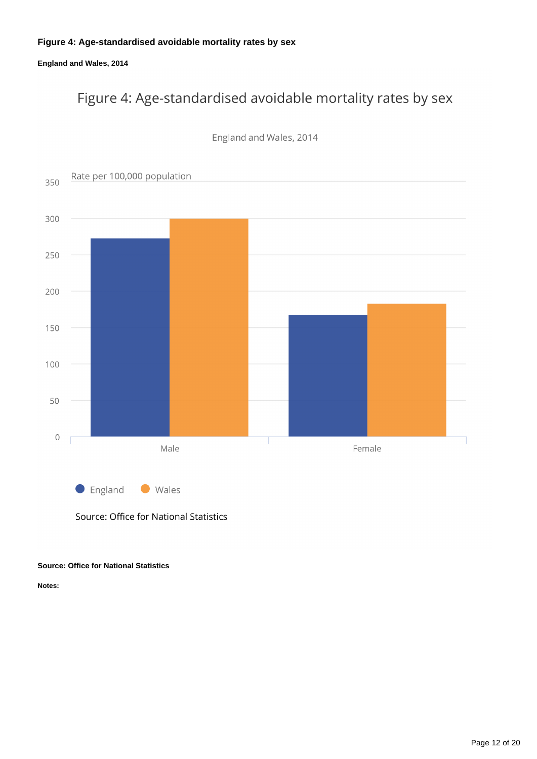**Figure 4: Age-standardised avoidable mortality rates by sex**

**England and Wales, 2014**

Figure 4: Age-standardised avoidable mortality rates by sex

England and Wales, 2014

Rate per 100,000 population

350
300
250
200
150
100
50
0

Male Female

England Wales

Source: Office for National Statistics

**Source: Office for National Statistics**

**Notes:**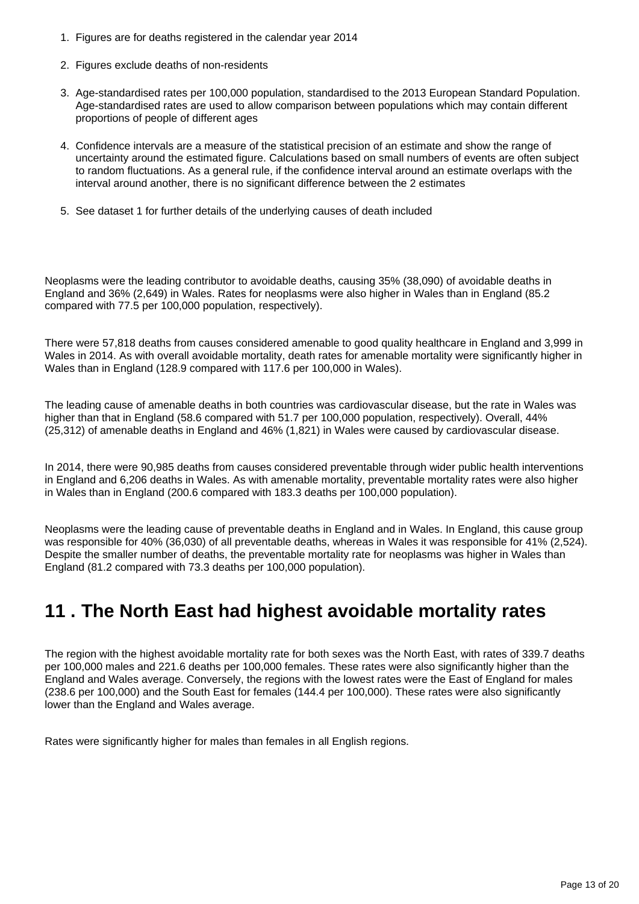1. Figures are for deaths registered in the calendar year 2014
2. Figures exclude deaths of non-residents
3. Age-standardised rates per 100,000 population, standardised to the 2013 European Standard Population. Age-standardised rates are used to allow comparison between populations which may contain different proportions of people of different ages
4. Confidence intervals are a measure of the statistical precision of an estimate and show the range of uncertainty around the estimated figure. Calculations based on small numbers of events are often subject to random fluctuations. As a general rule, if the confidence interval around an estimate overlaps with the interval around another, there is no significant difference between the 2 estimates
5. See dataset 1 for further details of the underlying causes of death included

Neoplasms were the leading contributor to avoidable deaths, causing 35% (38,090) of avoidable deaths in England and 36% (2,649) in Wales. Rates for neoplasms were also higher in Wales than in England (85.2 compared with 77.5 per 100,000 population, respectively).

There were 57,818 deaths from causes considered amenable to good quality healthcare in England and 3,999 in Wales in 2014. As with overall avoidable mortality, death rates for amenable mortality were significantly higher in Wales than in England (128.9 compared with 117.6 per 100,000 in Wales).

The leading cause of amenable deaths in both countries was cardiovascular disease, but the rate in Wales was higher than that in England (58.6 compared with 51.7 per 100,000 population, respectively). Overall, 44% (25,312) of amenable deaths in England and 46% (1,821) in Wales were caused by cardiovascular disease.

In 2014, there were 90,985 deaths from causes considered preventable through wider public health interventions in England and 6,206 deaths in Wales. As with amenable mortality, preventable mortality rates were also higher in Wales than in England (200.6 compared with 183.3 deaths per 100,000 population).

Neoplasms were the leading cause of preventable deaths in England and in Wales. In England, this cause group was responsible for 40% (36,030) of all preventable deaths, whereas in Wales it was responsible for 41% (2,524). Despite the smaller number of deaths, the preventable mortality rate for neoplasms was higher in Wales than England (81.2 compared with 73.3 deaths per 100,000 population).

## 11 . The North East had highest avoidable mortality rates

The region with the highest avoidable mortality rate for both sexes was the North East, with rates of 339.7 deaths per 100,000 males and 221.6 deaths per 100,000 females. These rates were also significantly higher than the England and Wales average. Conversely, the regions with the lowest rates were the East of England for males (238.6 per 100,000) and the South East for females (144.4 per 100,000). These rates were also significantly lower than the England and Wales average.

Rates were significantly higher for males than females in all English regions.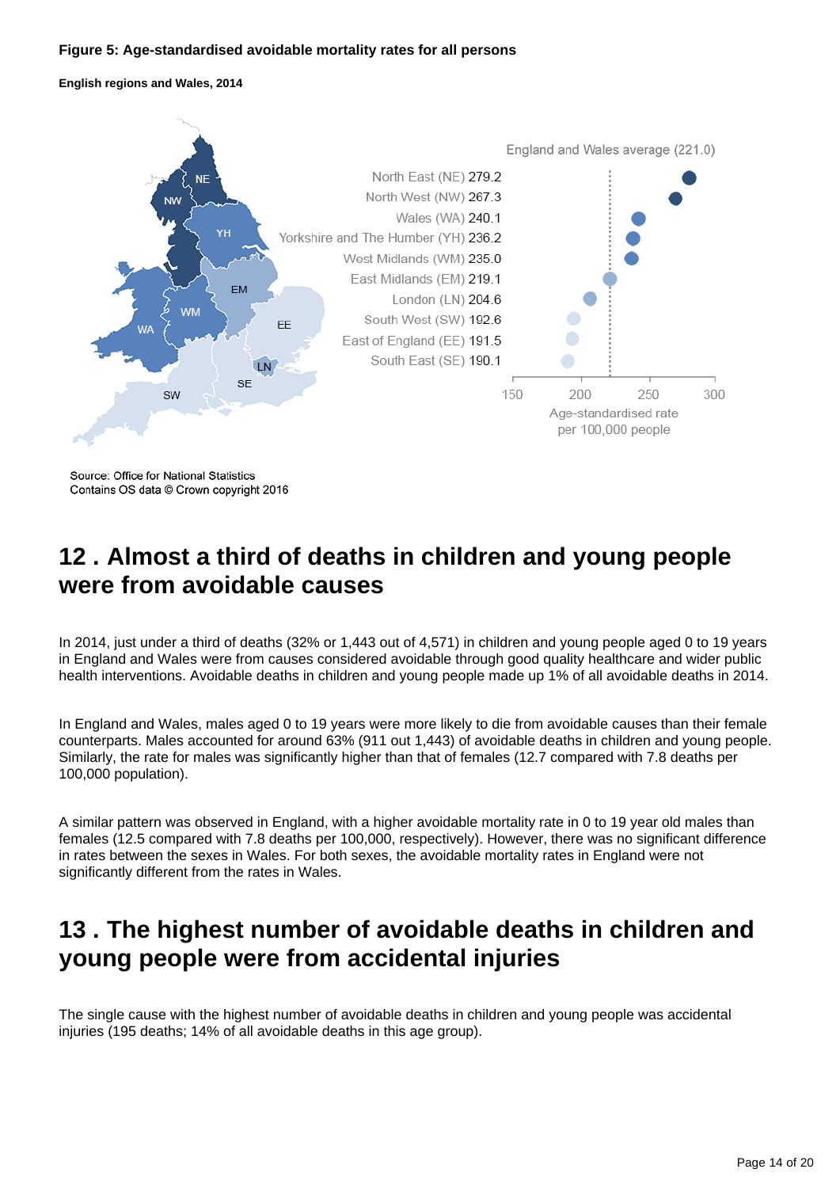**Figure 5: Age-standardised avoidable mortality rates for all persons**

**English regions and Wales, 2014**

England and Wales average (221.0)

| Region | Age-standardised rate per 100,000 people |
|---|---|
| North East (NE) | 279.2 |
| North West (NW) | 267.3 |
| Wales (WA) | 240.1 |
| Yorkshire and The Humber (YH) | 236.2 |
| West Midlands (WM) | 235.0 |
| East Midlands (EM) | 219.1 |
| London (LN) | 204.6 |
| South West (SW) | 192.6 |
| East of England (EE) | 191.5 |
| South East (SE) | 190.1 |

Source: Office for National Statistics
Contains OS data © Crown copyright 2016

## 12 . Almost a third of deaths in children and young people were from avoidable causes

In 2014, just under a third of deaths (32% or 1,443 out of 4,571) in children and young people aged 0 to 19 years in England and Wales were from causes considered avoidable through good quality healthcare and wider public health interventions. Avoidable deaths in children and young people made up 1% of all avoidable deaths in 2014.

In England and Wales, males aged 0 to 19 years were more likely to die from avoidable causes than their female counterparts. Males accounted for around 63% (911 out 1,443) of avoidable deaths in children and young people. Similarly, the rate for males was significantly higher than that of females (12.7 compared with 7.8 deaths per 100,000 population).

A similar pattern was observed in England, with a higher avoidable mortality rate in 0 to 19 year old males than females (12.5 compared with 7.8 deaths per 100,000, respectively). However, there was no significant difference in rates between the sexes in Wales. For both sexes, the avoidable mortality rates in England were not significantly different from the rates in Wales.

## 13 . The highest number of avoidable deaths in children and young people were from accidental injuries

The single cause with the highest number of avoidable deaths in children and young people was accidental injuries (195 deaths; 14% of all avoidable deaths in this age group).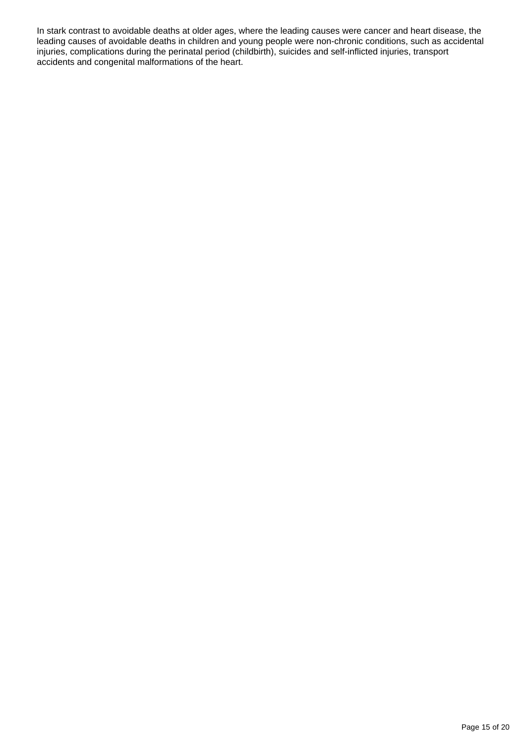In stark contrast to avoidable deaths at older ages, where the leading causes were cancer and heart disease, the leading causes of avoidable deaths in children and young people were non-chronic conditions, such as accidental injuries, complications during the perinatal period (childbirth), suicides and self-inflicted injuries, transport accidents and congenital malformations of the heart.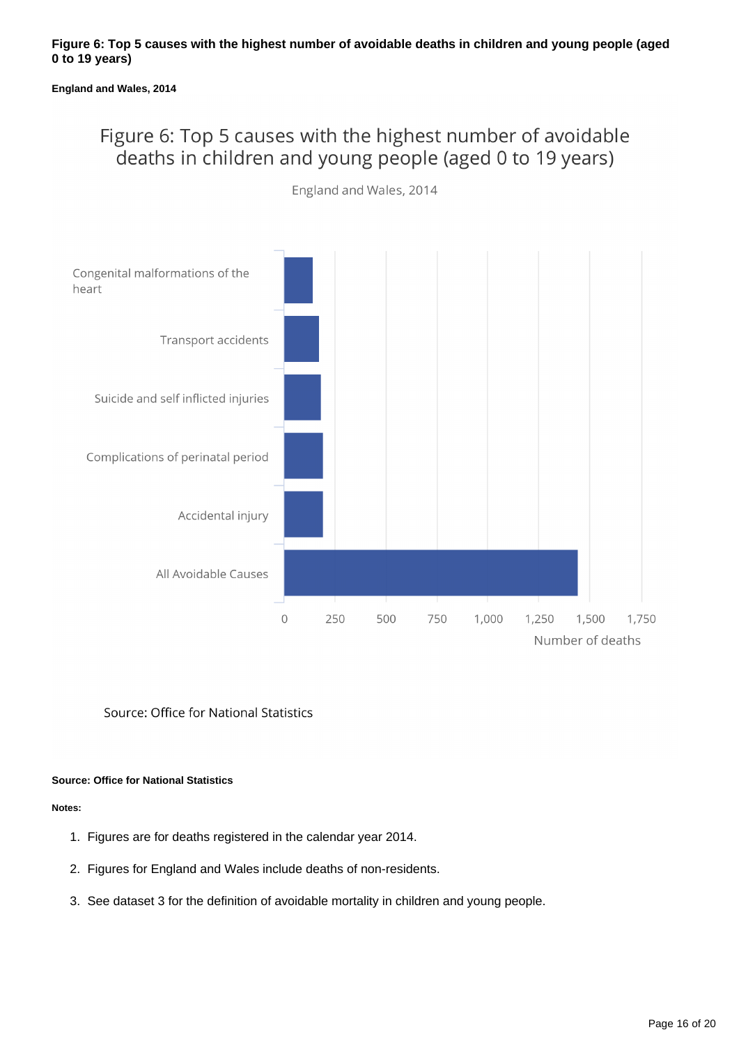**Figure 6: Top 5 causes with the highest number of avoidable deaths in children and young people (aged 0 to 19 years)**

**England and Wales, 2014**

Figure 6: Top 5 causes with the highest number of avoidable deaths in children and young people (aged 0 to 19 years)

England and Wales, 2014

Congenital malformations of the heart

Transport accidents

Suicide and self inflicted injuries

Complications of perinatal period

Accidental injury

All Avoidable Causes

0 250 500 750 1,000 1,250 1,500 1,750

Number of deaths

Source: Office for National Statistics

**Source: Office for National Statistics**

**Notes:**

1. Figures are for deaths registered in the calendar year 2014.
2. Figures for England and Wales include deaths of non-residents.
3. See dataset 3 for the definition of avoidable mortality in children and young people.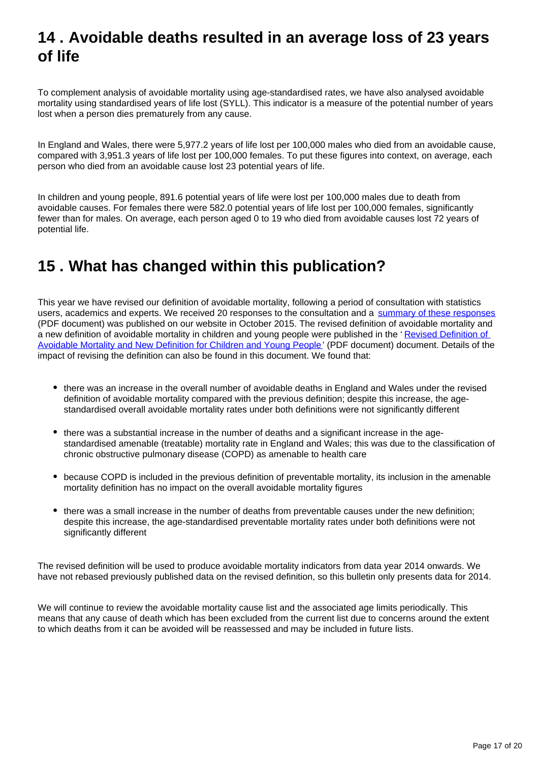## 14 . Avoidable deaths resulted in an average loss of 23 years of life

To complement analysis of avoidable mortality using age-standardised rates, we have also analysed avoidable mortality using standardised years of life lost (SYLL). This indicator is a measure of the potential number of years lost when a person dies prematurely from any cause.

In England and Wales, there were 5,977.2 years of life lost per 100,000 males who died from an avoidable cause, compared with 3,951.3 years of life lost per 100,000 females. To put these figures into context, on average, each person who died from an avoidable cause lost 23 potential years of life.

In children and young people, 891.6 potential years of life were lost per 100,000 males due to death from avoidable causes. For females there were 582.0 potential years of life lost per 100,000 females, significantly fewer than for males. On average, each person aged 0 to 19 who died from avoidable causes lost 72 years of potential life.

## 15 . What has changed within this publication?

This year we have revised our definition of avoidable mortality, following a period of consultation with statistics users, academics and experts. We received 20 responses to the consultation and a summary of these responses (PDF document) was published on our website in October 2015. The revised definition of avoidable mortality and a new definition of avoidable mortality in children and young people were published in the 'Revised Definition of Avoidable Mortality and New Definition for Children and Young People' (PDF document) document. Details of the impact of revising the definition can also be found in this document. We found that:

- there was an increase in the overall number of avoidable deaths in England and Wales under the revised definition of avoidable mortality compared with the previous definition; despite this increase, the age-standardised overall avoidable mortality rates under both definitions were not significantly different
- there was a substantial increase in the number of deaths and a significant increase in the age-standardised amenable (treatable) mortality rate in England and Wales; this was due to the classification of chronic obstructive pulmonary disease (COPD) as amenable to health care
- because COPD is included in the previous definition of preventable mortality, its inclusion in the amenable mortality definition has no impact on the overall avoidable mortality figures
- there was a small increase in the number of deaths from preventable causes under the new definition; despite this increase, the age-standardised preventable mortality rates under both definitions were not significantly different

The revised definition will be used to produce avoidable mortality indicators from data year 2014 onwards. We have not rebased previously published data on the revised definition, so this bulletin only presents data for 2014.

We will continue to review the avoidable mortality cause list and the associated age limits periodically. This means that any cause of death which has been excluded from the current list due to concerns around the extent to which deaths from it can be avoided will be reassessed and may be included in future lists.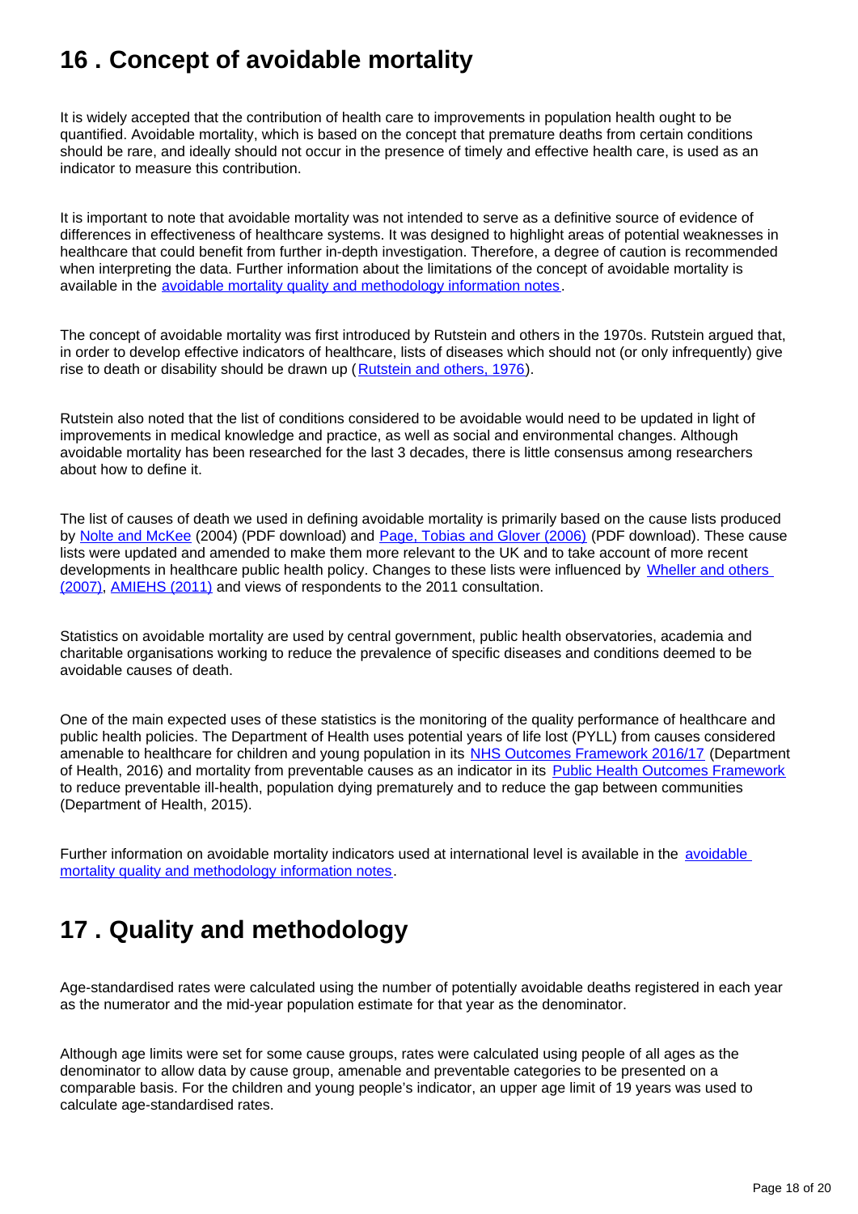## 16 . Concept of avoidable mortality

It is widely accepted that the contribution of health care to improvements in population health ought to be quantified. Avoidable mortality, which is based on the concept that premature deaths from certain conditions should be rare, and ideally should not occur in the presence of timely and effective health care, is used as an indicator to measure this contribution.

It is important to note that avoidable mortality was not intended to serve as a definitive source of evidence of differences in effectiveness of healthcare systems. It was designed to highlight areas of potential weaknesses in healthcare that could benefit from further in-depth investigation. Therefore, a degree of caution is recommended when interpreting the data. Further information about the limitations of the concept of avoidable mortality is available in the avoidable mortality quality and methodology information notes.

The concept of avoidable mortality was first introduced by Rutstein and others in the 1970s. Rutstein argued that, in order to develop effective indicators of healthcare, lists of diseases which should not (or only infrequently) give rise to death or disability should be drawn up (Rutstein and others, 1976).

Rutstein also noted that the list of conditions considered to be avoidable would need to be updated in light of improvements in medical knowledge and practice, as well as social and environmental changes. Although avoidable mortality has been researched for the last 3 decades, there is little consensus among researchers about how to define it.

The list of causes of death we used in defining avoidable mortality is primarily based on the cause lists produced by Nolte and McKee (2004) (PDF download) and Page, Tobias and Glover (2006) (PDF download). These cause lists were updated and amended to make them more relevant to the UK and to take account of more recent developments in healthcare public health policy. Changes to these lists were influenced by Wheller and others (2007), AMIEHS (2011) and views of respondents to the 2011 consultation.

Statistics on avoidable mortality are used by central government, public health observatories, academia and charitable organisations working to reduce the prevalence of specific diseases and conditions deemed to be avoidable causes of death.

One of the main expected uses of these statistics is the monitoring of the quality performance of healthcare and public health policies. The Department of Health uses potential years of life lost (PYLL) from causes considered amenable to healthcare for children and young population in its NHS Outcomes Framework 2016/17 (Department of Health, 2016) and mortality from preventable causes as an indicator in its Public Health Outcomes Framework to reduce preventable ill-health, population dying prematurely and to reduce the gap between communities (Department of Health, 2015).

Further information on avoidable mortality indicators used at international level is available in the avoidable mortality quality and methodology information notes.

## 17 . Quality and methodology

Age-standardised rates were calculated using the number of potentially avoidable deaths registered in each year as the numerator and the mid-year population estimate for that year as the denominator.

Although age limits were set for some cause groups, rates were calculated using people of all ages as the denominator to allow data by cause group, amenable and preventable categories to be presented on a comparable basis. For the children and young people's indicator, an upper age limit of 19 years was used to calculate age-standardised rates.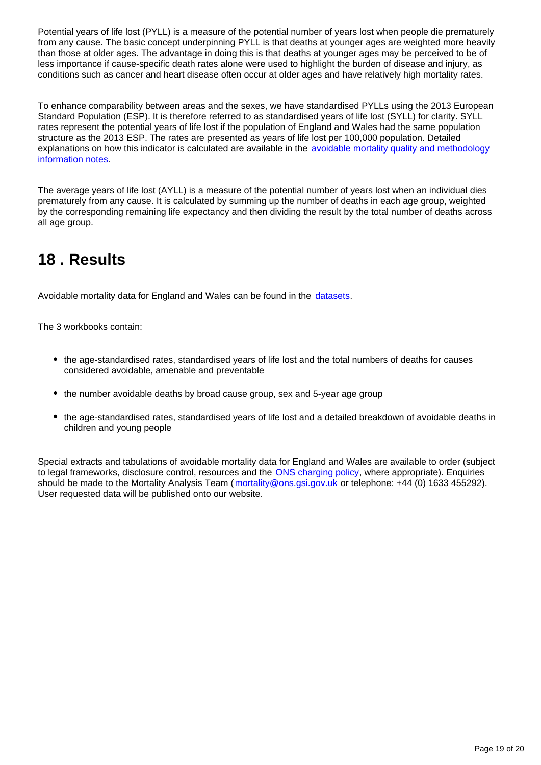Potential years of life lost (PYLL) is a measure of the potential number of years lost when people die prematurely from any cause. The basic concept underpinning PYLL is that deaths at younger ages are weighted more heavily than those at older ages. The advantage in doing this is that deaths at younger ages may be perceived to be of less importance if cause-specific death rates alone were used to highlight the burden of disease and injury, as conditions such as cancer and heart disease often occur at older ages and have relatively high mortality rates.

To enhance comparability between areas and the sexes, we have standardised PYLLs using the 2013 European Standard Population (ESP). It is therefore referred to as standardised years of life lost (SYLL) for clarity. SYLL rates represent the potential years of life lost if the population of England and Wales had the same population structure as the 2013 ESP. The rates are presented as years of life lost per 100,000 population. Detailed explanations on how this indicator is calculated are available in the [avoidable mortality quality and methodology information notes](#).

The average years of life lost (AYLL) is a measure of the potential number of years lost when an individual dies prematurely from any cause. It is calculated by summing up the number of deaths in each age group, weighted by the corresponding remaining life expectancy and then dividing the result by the total number of deaths across all age group.

## 18 . Results

Avoidable mortality data for England and Wales can be found in the [datasets](#).

The 3 workbooks contain:

- the age-standardised rates, standardised years of life lost and the total numbers of deaths for causes considered avoidable, amenable and preventable
- the number avoidable deaths by broad cause group, sex and 5-year age group
- the age-standardised rates, standardised years of life lost and a detailed breakdown of avoidable deaths in children and young people

Special extracts and tabulations of avoidable mortality data for England and Wales are available to order (subject to legal frameworks, disclosure control, resources and the [ONS charging policy](#), where appropriate). Enquiries should be made to the Mortality Analysis Team ([mortality@ons.gsi.gov.uk](mailto:mortality@ons.gsi.gov.uk) or telephone: +44 (0) 1633 455292). User requested data will be published onto our website.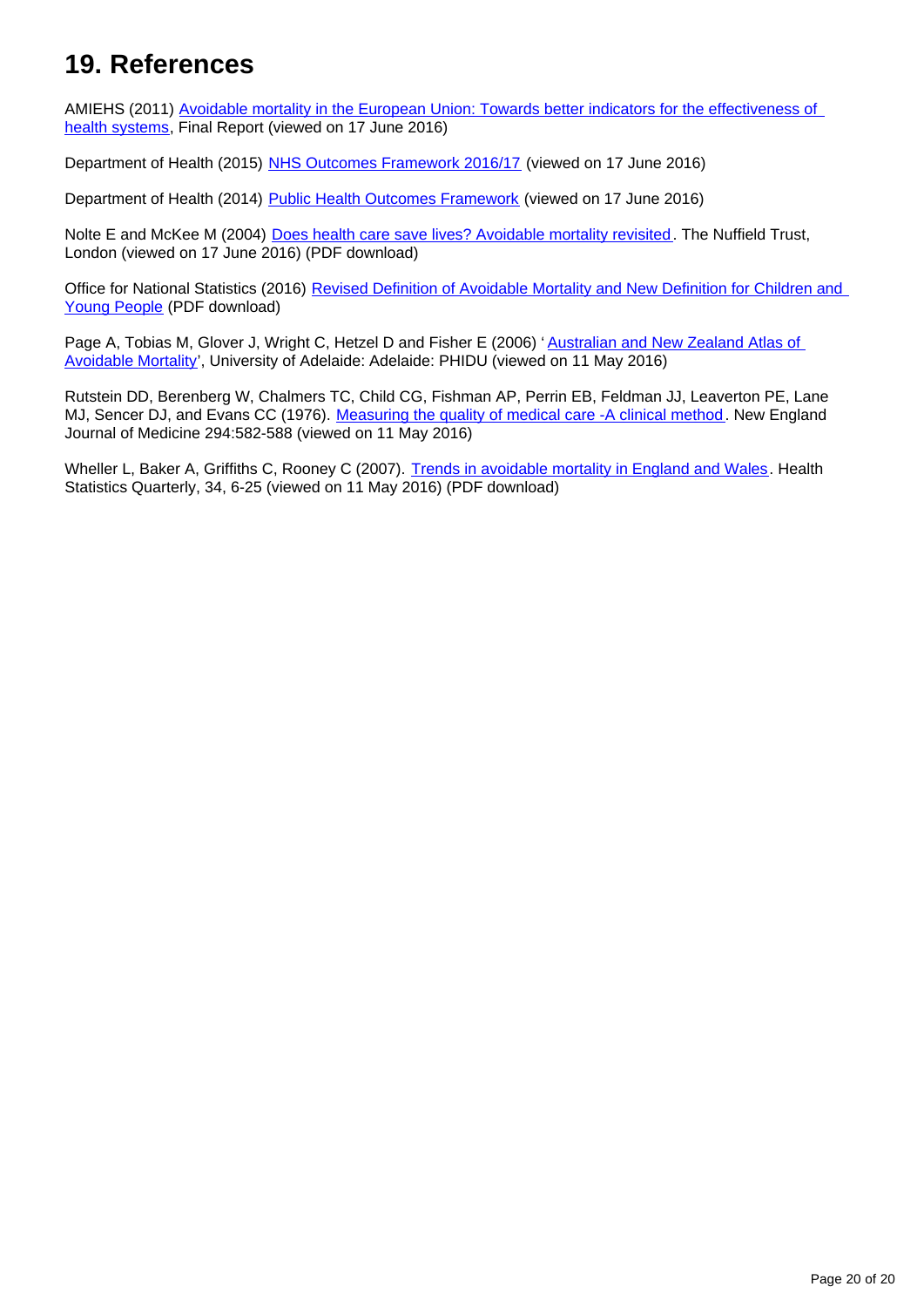## 19. References

AMIEHS (2011) Avoidable mortality in the European Union: Towards better indicators for the effectiveness of health systems, Final Report (viewed on 17 June 2016)

Department of Health (2015) NHS Outcomes Framework 2016/17 (viewed on 17 June 2016)

Department of Health (2014) Public Health Outcomes Framework (viewed on 17 June 2016)

Nolte E and McKee M (2004) Does health care save lives? Avoidable mortality revisited. The Nuffield Trust, London (viewed on 17 June 2016) (PDF download)

Office for National Statistics (2016) Revised Definition of Avoidable Mortality and New Definition for Children and Young People (PDF download)

Page A, Tobias M, Glover J, Wright C, Hetzel D and Fisher E (2006) 'Australian and New Zealand Atlas of Avoidable Mortality', University of Adelaide: Adelaide: PHIDU (viewed on 11 May 2016)

Rutstein DD, Berenberg W, Chalmers TC, Child CG, Fishman AP, Perrin EB, Feldman JJ, Leaverton PE, Lane MJ, Sencer DJ, and Evans CC (1976). Measuring the quality of medical care -A clinical method. New England Journal of Medicine 294:582-588 (viewed on 11 May 2016)

Wheller L, Baker A, Griffiths C, Rooney C (2007). Trends in avoidable mortality in England and Wales. Health Statistics Quarterly, 34, 6-25 (viewed on 11 May 2016) (PDF download)